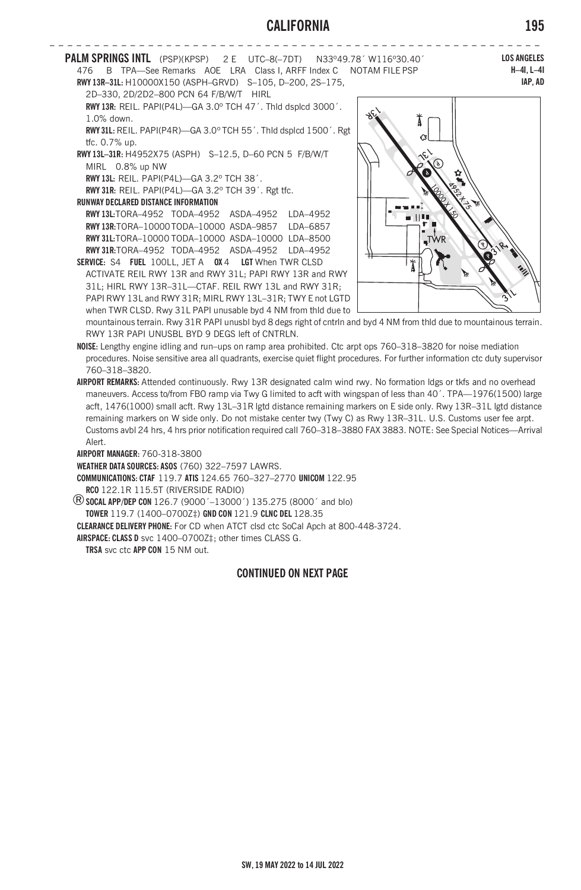**PALM SPRINGS INTL** (PSP)(KPSP) 2 E UTC–8(–7DT) N33°49.78´ W116°30.40´

**LOS ANGELES**
**H–4I, L–4I**
**IAP, AD**

476 B TPA—See Remarks AOE LRA Class I, ARFF Index C NOTAM FILE PSP

**RWY 13R–31L:** H10000X150 (ASPH–GRVD) S–105, D–200, 2S–175, 2D–330, 2D/2D2–800 PCN 64 F/B/W/T HIRL

**RWY 13R:** REIL. PAPI(P4L)—GA 3.0º TCH 47´. Thld dsplcd 3000´. 1.0% down.

**RWY 31L:** REIL. PAPI(P4R)—GA 3.0º TCH 55´. Thld dsplcd 1500´. Rgt tfc. 0.7% up.

**RWY 13L–31R:** H4952X75 (ASPH) S–12.5, D–60 PCN 5 F/B/W/T MIRL 0.8% up NW

**RWY 13L:** REIL. PAPI(P4L)—GA 3.2º TCH 38´.

**RWY 31R:** REIL. PAPI(P4L)—GA 3.2º TCH 39´. Rgt tfc.

**RUNWAY DECLARED DISTANCE INFORMATION**

**RWY 13L:** TORA–4952 TODA–4952 ASDA–4952 LDA–4952
**RWY 13R:** TORA–10000 TODA–10000 ASDA–9857 LDA–6857
**RWY 31L:** TORA–10000 TODA–10000 ASDA–10000 LDA–8500
**RWY 31R:** TORA–4952 TODA–4952 ASDA–4952 LDA–4952

**SERVICE:** S4 **FUEL** 100LL, JET A **OX** 4 **LGT** When TWR CLSD ACTIVATE REIL RWY 13R and RWY 31L; PAPI RWY 13R and RWY 31L; HIRL RWY 13R–31L—CTAF. REIL RWY 13L and RWY 31R; PAPI RWY 13L and RWY 31R; MIRL RWY 13L–31R; TWY E not LGTD when TWR CLSD. Rwy 31L PAPI unusable byd 4 NM from thld due to mountainous terrain. Rwy 31R PAPI unusbl byd 8 degs right of cntrln and byd 4 NM from thld due to mountainous terrain. RWY 13R PAPI UNUSBL BYD 9 DEGS left of CNTRLN.

**NOISE:** Lengthy engine idling and run–ups on ramp area prohibited. Ctc arpt ops 760–318–3820 for noise mediation procedures. Noise sensitive area all quadrants, exercise quiet flight procedures. For further information ctc duty supervisor 760–318–3820.

**AIRPORT REMARKS:** Attended continuously. Rwy 13R designated calm wind rwy. No formation ldgs or tkfs and no overhead maneuvers. Access to/from FBO ramp via Twy G limited to acft with wingspan of less than 40´. TPA—1976(1500) large acft, 1476(1000) small acft. Rwy 13L–31R lgtd distance remaining markers on E side only. Rwy 13R–31L lgtd distance remaining markers on W side only. Do not mistake center twy (Twy C) as Rwy 13R–31L. U.S. Customs user fee arpt. Customs avbl 24 hrs, 4 hrs prior notification required call 760–318–3880 FAX 3883. NOTE: See Special Notices—Arrival Alert.

**AIRPORT MANAGER:** 760-318-3800

**WEATHER DATA SOURCES: ASOS** (760) 322–7597 LAWRS.

**COMMUNICATIONS: CTAF** 119.7 **ATIS** 124.65 760–327–2770 **UNICOM** 122.95

**RCO** 122.1R 115.5T (RIVERSIDE RADIO)

® **SOCAL APP/DEP CON** 126.7 (9000´–13000´) 135.275 (8000´ and blo)

**TOWER** 119.7 (1400–0700Z‡) **GND CON** 121.9 **CLNC DEL** 128.35

**CLEARANCE DELIVERY PHONE:** For CD when ATCT clsd ctc SoCal Apch at 800-448-3724.

**AIRSPACE: CLASS D** svc 1400–0700Z‡; other times CLASS G.

**TRSA** svc ctc **APP CON** 15 NM out.

**CONTINUED ON NEXT PAGE**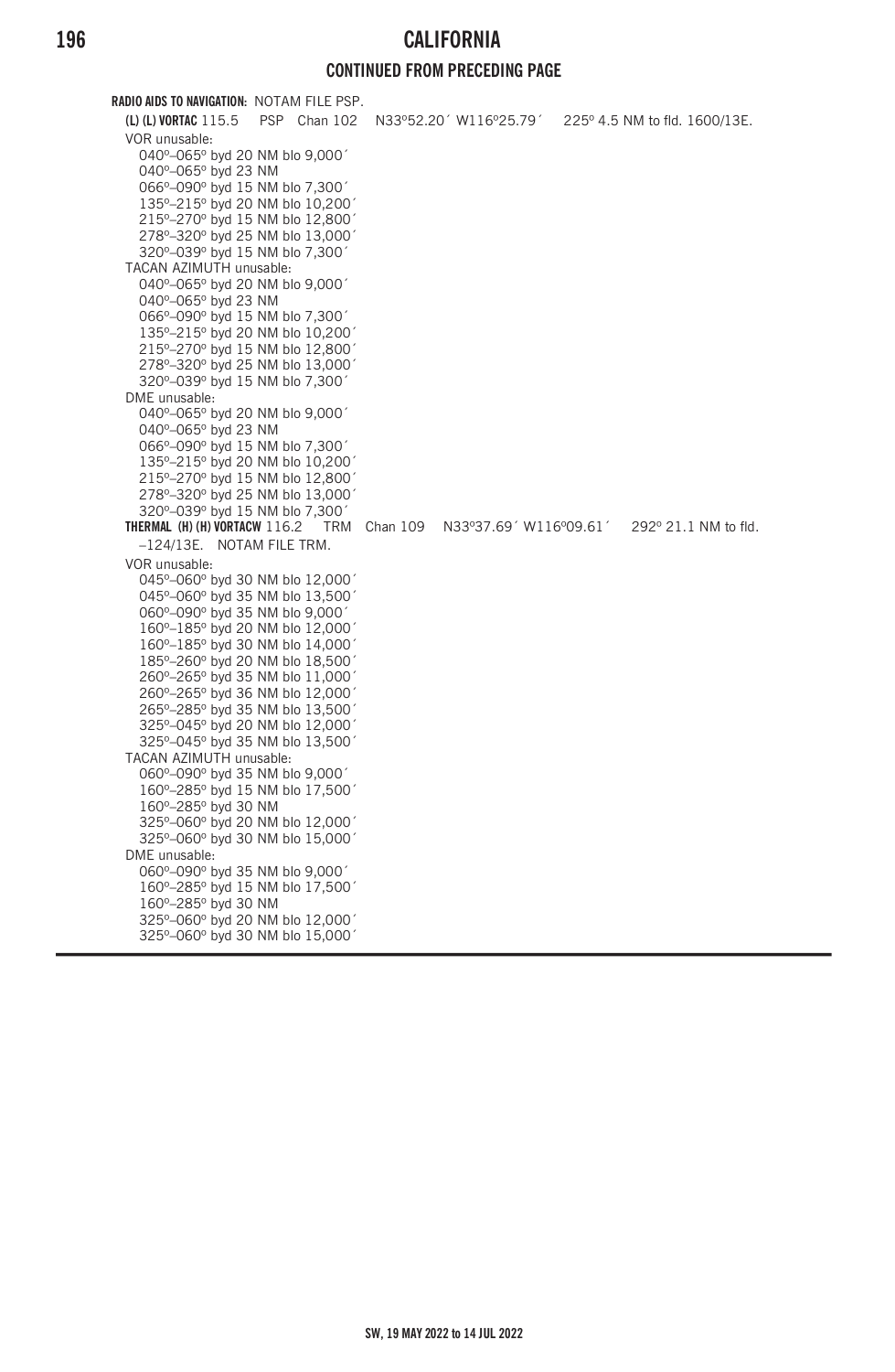**CONTINUED FROM PRECEDING PAGE**

**RADIO AIDS TO NAVIGATION:** NOTAM FILE PSP.

**(L) (L) VORTAC** 115.5 PSP Chan 102 N33º52.20´ W116º25.79´ 225º 4.5 NM to fld. 1600/13E.

VOR unusable:
- 040º–065º byd 20 NM blo 9,000´
- 040º–065º byd 23 NM
- 066º–090º byd 15 NM blo 7,300´
- 135º–215º byd 20 NM blo 10,200´
- 215º–270º byd 15 NM blo 12,800´
- 278º–320º byd 25 NM blo 13,000´
- 320º–039º byd 15 NM blo 7,300´

TACAN AZIMUTH unusable:
- 040º–065º byd 20 NM blo 9,000´
- 040º–065º byd 23 NM
- 066º–090º byd 15 NM blo 7,300´
- 135º–215º byd 20 NM blo 10,200´
- 215º–270º byd 15 NM blo 12,800´
- 278º–320º byd 25 NM blo 13,000´
- 320º–039º byd 15 NM blo 7,300´

DME unusable:
- 040º–065º byd 20 NM blo 9,000´
- 040º–065º byd 23 NM
- 066º–090º byd 15 NM blo 7,300´
- 135º–215º byd 20 NM blo 10,200´
- 215º–270º byd 15 NM blo 12,800´
- 278º–320º byd 25 NM blo 13,000´
- 320º–039º byd 15 NM blo 7,300´

**THERMAL (H) (H) VORTACW** 116.2 TRM Chan 109 N33º37.69´ W116º09.61´ 292º 21.1 NM to fld. –124/13E. NOTAM FILE TRM.

VOR unusable:
- 045º–060º byd 30 NM blo 12,000´
- 045º–060º byd 35 NM blo 13,500´
- 060º–090º byd 35 NM blo 9,000´
- 160º–185º byd 20 NM blo 12,000´
- 160º–185º byd 30 NM blo 14,000´
- 185º–260º byd 20 NM blo 18,500´
- 260º–265º byd 35 NM blo 11,000´
- 260º–265º byd 36 NM blo 12,000´
- 265º–285º byd 35 NM blo 13,500´
- 325º–045º byd 20 NM blo 12,000´
- 325º–045º byd 35 NM blo 13,500´

TACAN AZIMUTH unusable:
- 060º–090º byd 35 NM blo 9,000´
- 160º–285º byd 15 NM blo 17,500´
- 160º–285º byd 30 NM
- 325º–060º byd 20 NM blo 12,000´
- 325º–060º byd 30 NM blo 15,000´

DME unusable:
- 060º–090º byd 35 NM blo 9,000´
- 160º–285º byd 15 NM blo 17,500´
- 160º–285º byd 30 NM
- 325º–060º byd 20 NM blo 12,000´
- 325º–060º byd 30 NM blo 15,000´